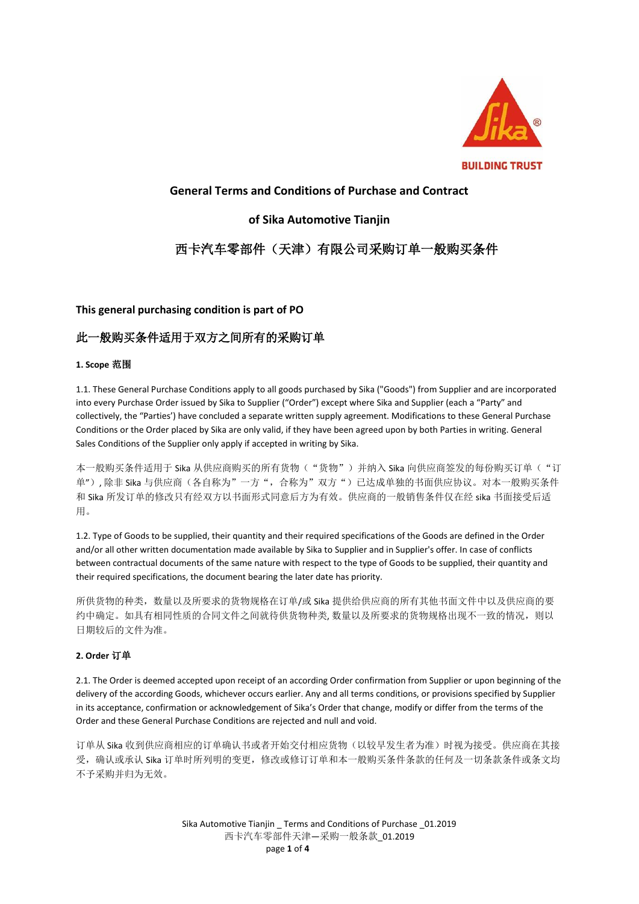# General Terms and Conditions of Purchase and Contract

# of Sika Automotive Tianjin

# 西卡汽车零部件（天津）有限公司采购订单一般购买条件

## This general purchasing condition is part of PO

## 此一般购买条件适用于双方之间所有的采购订单

### 1. Scope 范围

1.1. These General Purchase Conditions apply to all goods purchased by Sika ("Goods") from Supplier and are incorporated into every Purchase Order issued by Sika to Supplier ("Order") except where Sika and Supplier (each a "Party" and collectively, the "Parties') have concluded a separate written supply agreement. Modifications to these General Purchase Conditions or the Order placed by Sika are only valid, if they have been agreed upon by both Parties in writing. General Sales Conditions of the Supplier only apply if accepted in writing by Sika.

本一般购买条件适用于 Sika 从供应商购买的所有货物（"货物"）并纳入 Sika 向供应商签发的每份购买订单（"订单"）, 除非 Sika 与供应商（各自称为"一方"，合称为"双方"）已达成单独的书面供应协议。对本一般购买条件和 Sika 所发订单的修改只有经双方以书面形式同意后方为有效。供应商的一般销售条件仅在经 sika 书面接受后适用。

1.2. Type of Goods to be supplied, their quantity and their required specifications of the Goods are defined in the Order and/or all other written documentation made available by Sika to Supplier and in Supplier's offer. In case of conflicts between contractual documents of the same nature with respect to the type of Goods to be supplied, their quantity and their required specifications, the document bearing the later date has priority.

所供货物的种类，数量以及所要求的货物规格在订单/或 Sika 提供给供应商的所有其他书面文件中以及供应商的要约中确定。如具有相同性质的合同文件之间就待供货物种类, 数量以及所要求的货物规格出现不一致的情况，则以日期较后的文件为准。

### 2. Order 订单

2.1. The Order is deemed accepted upon receipt of an according Order confirmation from Supplier or upon beginning of the delivery of the according Goods, whichever occurs earlier. Any and all terms conditions, or provisions specified by Supplier in its acceptance, confirmation or acknowledgement of Sika's Order that change, modify or differ from the terms of the Order and these General Purchase Conditions are rejected and null and void.

订单从 Sika 收到供应商相应的订单确认书或者开始交付相应货物（以较早发生者为准）时视为接受。供应商在其接受，确认或承认 Sika 订单时所列明的变更，修改或修订订单和本一般购买条件条款的任何及一切条款条件或条文均不予采购并归为无效。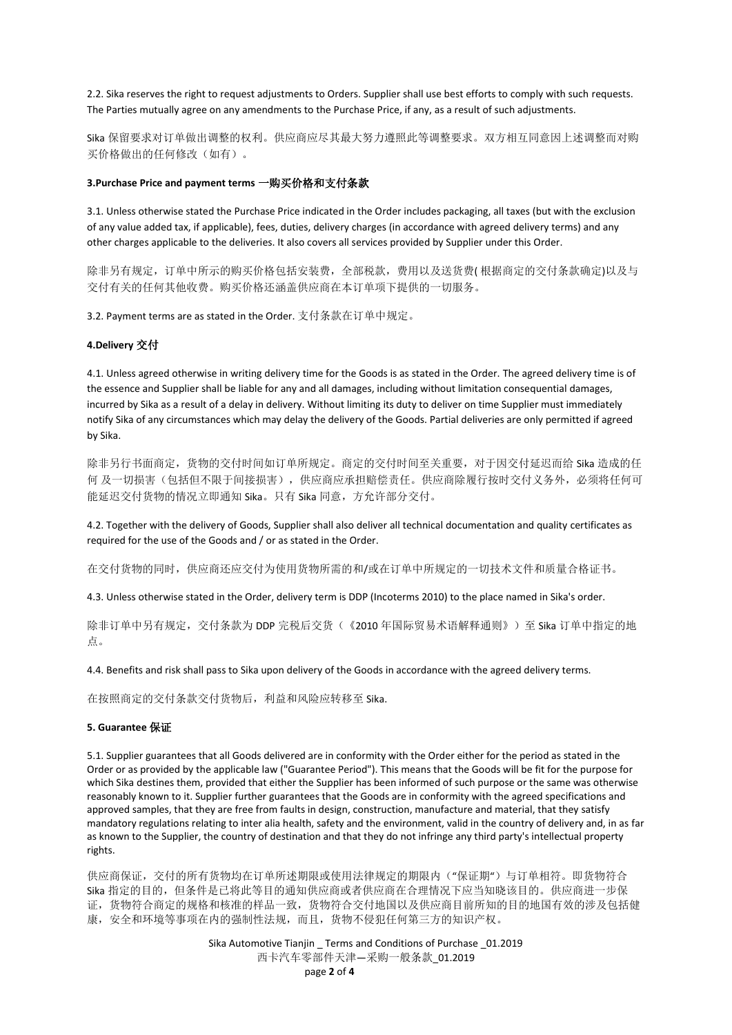2.2. Sika reserves the right to request adjustments to Orders. Supplier shall use best efforts to comply with such requests. The Parties mutually agree on any amendments to the Purchase Price, if any, as a result of such adjustments.

Sika 保留要求对订单做出调整的权利。供应商应尽其最大努力遵照此等调整要求。双方相互同意因上述调整而对购买价格做出的任何修改（如有）。

**3.Purchase Price and payment terms 一购买价格和支付条款**

3.1. Unless otherwise stated the Purchase Price indicated in the Order includes packaging, all taxes (but with the exclusion of any value added tax, if applicable), fees, duties, delivery charges (in accordance with agreed delivery terms) and any other charges applicable to the deliveries. It also covers all services provided by Supplier under this Order.

除非另有规定，订单中所示的购买价格包括安装费，全部税款，费用以及送货费( 根据商定的交付条款确定)以及与交付有关的任何其他收费。购买价格还涵盖供应商在本订单项下提供的一切服务。

3.2. Payment terms are as stated in the Order. 支付条款在订单中规定。

**4.Delivery 交付**

4.1. Unless agreed otherwise in writing delivery time for the Goods is as stated in the Order. The agreed delivery time is of the essence and Supplier shall be liable for any and all damages, including without limitation consequential damages, incurred by Sika as a result of a delay in delivery. Without limiting its duty to deliver on time Supplier must immediately notify Sika of any circumstances which may delay the delivery of the Goods. Partial deliveries are only permitted if agreed by Sika.

除非另行书面商定，货物的交付时间如订单所规定。商定的交付时间至关重要，对于因交付延迟而给 Sika 造成的任何 及一切损害（包括但不限于间接损害），供应商应承担赔偿责任。供应商除履行按时交付义务外，必须将任何可能延迟交付货物的情况立即通知 Sika。只有 Sika 同意，方允许部分交付。

4.2. Together with the delivery of Goods, Supplier shall also deliver all technical documentation and quality certificates as required for the use of the Goods and / or as stated in the Order.

在交付货物的同时，供应商还应交付为使用货物所需的和/或在订单中所规定的一切技术文件和质量合格证书。

4.3. Unless otherwise stated in the Order, delivery term is DDP (Incoterms 2010) to the place named in Sika's order.

除非订单中另有规定，交付条款为 DDP 完税后交货（《2010 年国际贸易术语解释通则》）至 Sika 订单中指定的地点。

4.4. Benefits and risk shall pass to Sika upon delivery of the Goods in accordance with the agreed delivery terms.

在按照商定的交付条款交付货物后，利益和风险应转移至 Sika.

**5. Guarantee 保证**

5.1. Supplier guarantees that all Goods delivered are in conformity with the Order either for the period as stated in the Order or as provided by the applicable law ("Guarantee Period"). This means that the Goods will be fit for the purpose for which Sika destines them, provided that either the Supplier has been informed of such purpose or the same was otherwise reasonably known to it. Supplier further guarantees that the Goods are in conformity with the agreed specifications and approved samples, that they are free from faults in design, construction, manufacture and material, that they satisfy mandatory regulations relating to inter alia health, safety and the environment, valid in the country of delivery and, in as far as known to the Supplier, the country of destination and that they do not infringe any third party's intellectual property rights.

供应商保证，交付的所有货物均在订单所述期限或使用法律规定的期限内（"保证期"）与订单相符。即货物符合 Sika 指定的目的，但条件是已将此等目的通知供应商或者供应商在合理情况下应当知晓该目的。供应商进一步保证，货物符合商定的规格和核准的样品一致，货物符合交付地国以及供应商目前所知的目的地国有效的涉及包括健康，安全和环境等事项在内的强制性法规，而且，货物不侵犯任何第三方的知识产权。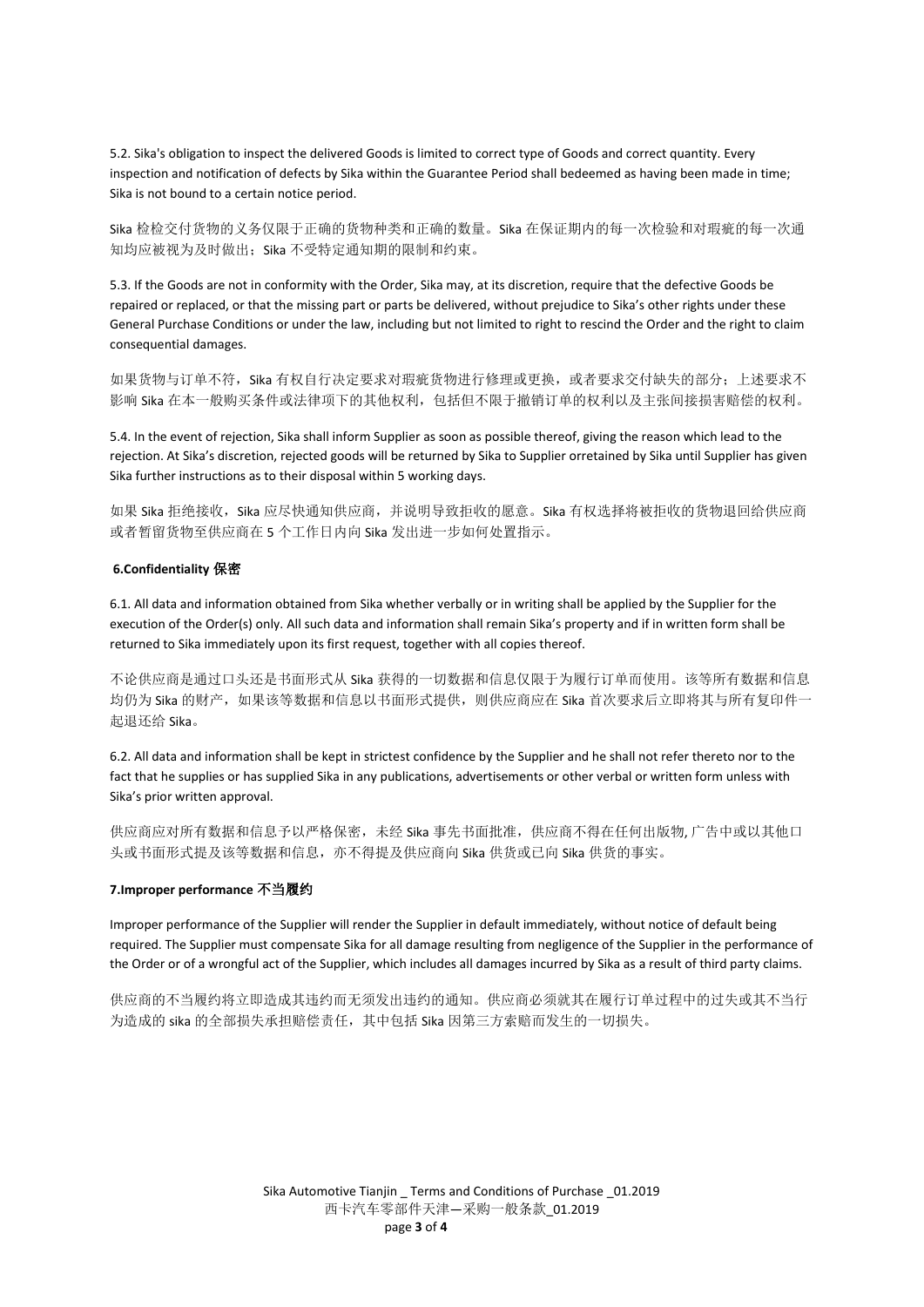5.2. Sika's obligation to inspect the delivered Goods is limited to correct type of Goods and correct quantity. Every inspection and notification of defects by Sika within the Guarantee Period shall bedeemed as having been made in time; Sika is not bound to a certain notice period.

Sika 检检交付货物的义务仅限于正确的货物种类和正确的数量。Sika 在保证期内的每一次检验和对瑕疵的每一次通知均应被视为及时做出；Sika 不受特定通知期的限制和约束。

5.3. If the Goods are not in conformity with the Order, Sika may, at its discretion, require that the defective Goods be repaired or replaced, or that the missing part or parts be delivered, without prejudice to Sika's other rights under these General Purchase Conditions or under the law, including but not limited to right to rescind the Order and the right to claim consequential damages.

如果货物与订单不符，Sika 有权自行决定要求对瑕疵货物进行修理或更换，或者要求交付缺失的部分；上述要求不影响 Sika 在本一般购买条件或法律项下的其他权利，包括但不限于撤销订单的权利以及主张间接损害赔偿的权利。

5.4. In the event of rejection, Sika shall inform Supplier as soon as possible thereof, giving the reason which lead to the rejection. At Sika's discretion, rejected goods will be returned by Sika to Supplier orretained by Sika until Supplier has given Sika further instructions as to their disposal within 5 working days.

如果 Sika 拒绝接收，Sika 应尽快通知供应商，并说明导致拒收的愿意。Sika 有权选择将被拒收的货物退回给供应商或者暂留货物至供应商在 5 个工作日内向 Sika 发出进一步如何处置指示。

**6.Confidentiality 保密**

6.1. All data and information obtained from Sika whether verbally or in writing shall be applied by the Supplier for the execution of the Order(s) only. All such data and information shall remain Sika's property and if in written form shall be returned to Sika immediately upon its first request, together with all copies thereof.

不论供应商是通过口头还是书面形式从 Sika 获得的一切数据和信息仅限于为履行订单而使用。该等所有数据和信息均仍为 Sika 的财产，如果该等数据和信息以书面形式提供，则供应商应在 Sika 首次要求后立即将其与所有复印件一起退还给 Sika。

6.2. All data and information shall be kept in strictest confidence by the Supplier and he shall not refer thereto nor to the fact that he supplies or has supplied Sika in any publications, advertisements or other verbal or written form unless with Sika's prior written approval.

供应商应对所有数据和信息予以严格保密，未经 Sika 事先书面批准，供应商不得在任何出版物, 广告中或以其他口头或书面形式提及该等数据和信息，亦不得提及供应商向 Sika 供货或已向 Sika 供货的事实。

**7.Improper performance 不当履约**

Improper performance of the Supplier will render the Supplier in default immediately, without notice of default being required. The Supplier must compensate Sika for all damage resulting from negligence of the Supplier in the performance of the Order or of a wrongful act of the Supplier, which includes all damages incurred by Sika as a result of third party claims.

供应商的不当履约将立即造成其违约而无须发出违约的通知。供应商必须就其在履行订单过程中的过失或其不当行为造成的 sika 的全部损失承担赔偿责任，其中包括 Sika 因第三方索赔而发生的一切损失。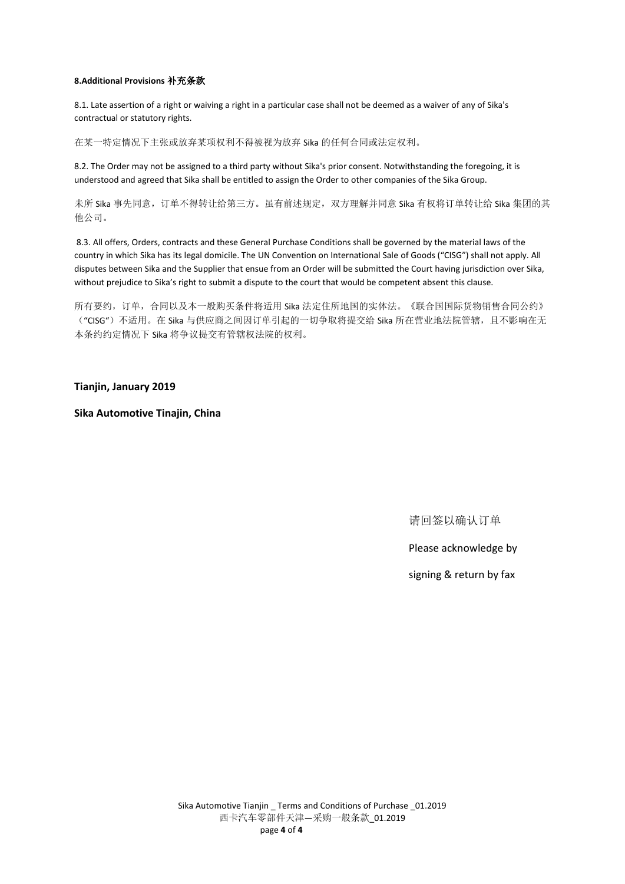**8.Additional Provisions 补充条款**

8.1. Late assertion of a right or waiving a right in a particular case shall not be deemed as a waiver of any of Sika's contractual or statutory rights.

在某一特定情况下主张或放弃某项权利不得被视为放弃 Sika 的任何合同或法定权利。

8.2. The Order may not be assigned to a third party without Sika's prior consent. Notwithstanding the foregoing, it is understood and agreed that Sika shall be entitled to assign the Order to other companies of the Sika Group.

未所 Sika 事先同意，订单不得转让给第三方。虽有前述规定，双方理解并同意 Sika 有权将订单转让给 Sika 集团的其他公司。

8.3. All offers, Orders, contracts and these General Purchase Conditions shall be governed by the material laws of the country in which Sika has its legal domicile. The UN Convention on International Sale of Goods ("CISG") shall not apply. All disputes between Sika and the Supplier that ensue from an Order will be submitted the Court having jurisdiction over Sika, without prejudice to Sika's right to submit a dispute to the court that would be competent absent this clause.

所有要约，订单，合同以及本一般购买条件将适用 Sika 法定住所地国的实体法。《联合国国际货物销售合同公约》（"CISG"）不适用。在 Sika 与供应商之间因订单引起的一切争取将提交给 Sika 所在营业地法院管辖，且不影响在无本条约约定情况下 Sika 将争议提交有管辖权法院的权利。

**Tianjin, January 2019**

**Sika Automotive Tinajin, China**

请回签以确认订单

Please acknowledge by

signing & return by fax